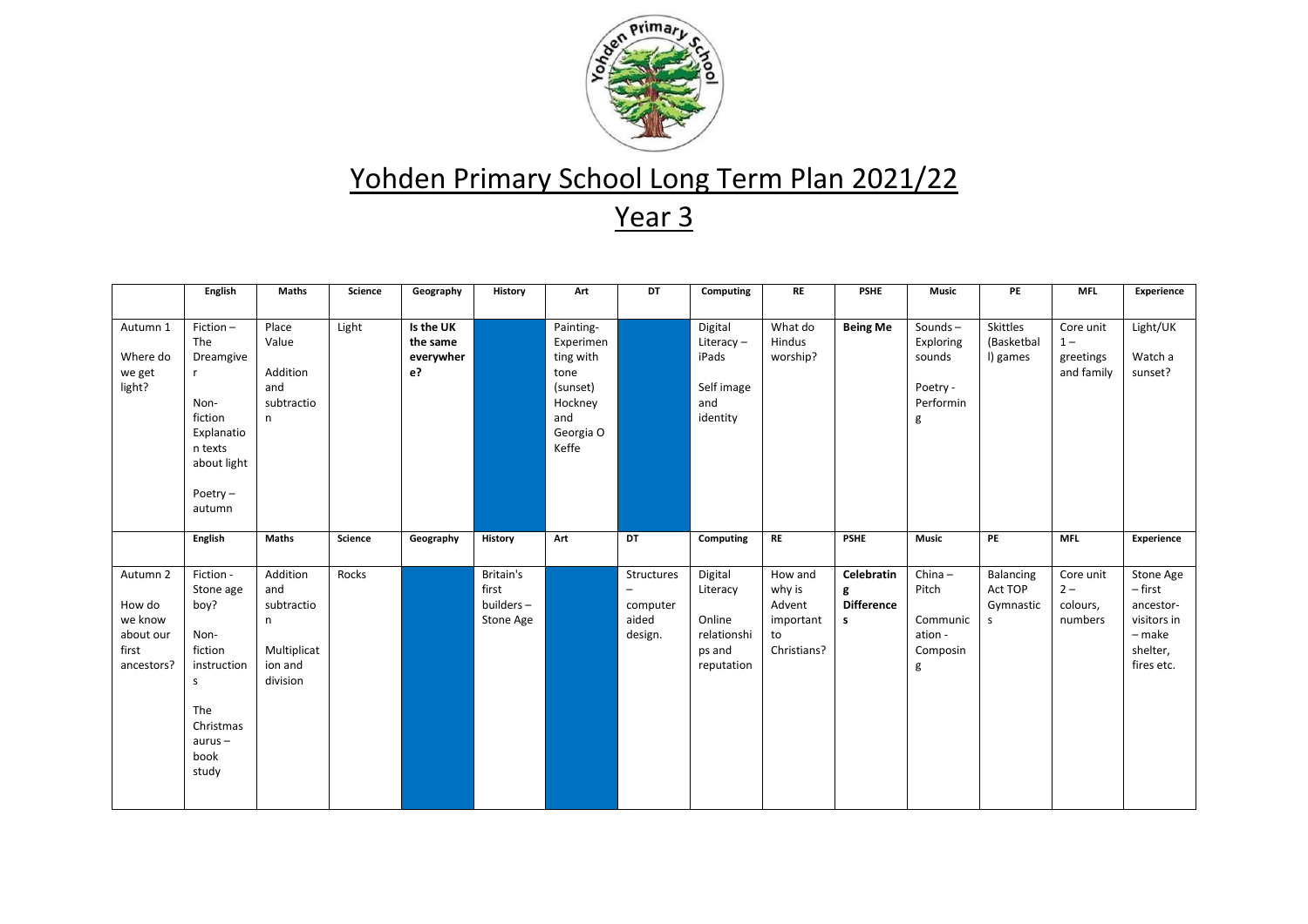# Yohden Primary School Long Term Plan 2021/22

## Year 3

| | English | Maths | Science | Geography | History | Art | DT | Computing | RE | PSHE | Music | PE | MFL | Experience |
|---|---|---|---|---|---|---|---|---|---|---|---|---|---|---|
| Autumn 1<br><br>Where do we get light? | Fiction – The Dreamgiver<br><br>Non-fiction Explanation texts about light<br><br>Poetry – autumn | Place Value<br><br>Addition and subtraction | Light | **Is the UK the same everywhere?** | | Painting- Experimenting with tone (sunset) Hockney and Georgia O Keffe | | Digital Literacy – iPads<br><br>Self image and identity | What do Hindus worship? | **Being Me** | Sounds – Exploring sounds<br><br>Poetry - Performing | Skittles (Basketball) games | Core unit 1 – greetings and family | Light/UK<br><br>Watch a sunset? |
| | **English** | **Maths** | **Science** | **Geography** | **History** | **Art** | **DT** | **Computing** | **RE** | **PSHE** | **Music** | **PE** | **MFL** | **Experience** |
| Autumn 2<br><br>How do we know about our first ancestors? | Fiction - Stone age boy?<br><br>Non-fiction instructions<br><br>The Christmasaurus – book study | Addition and subtraction<br><br>Multiplication and division | Rocks | | Britain's first builders – Stone Age | | Structures – computer aided design. | Digital Literacy<br><br>Online relationships and reputation | How and why is Advent important to Christians? | **Celebrating Differences** | China – Pitch<br><br>Communication - Composing | Balancing Act TOP Gymnastics | Core unit 2 – colours, numbers | Stone Age – first ancestor- visitors in – make shelter, fires etc. |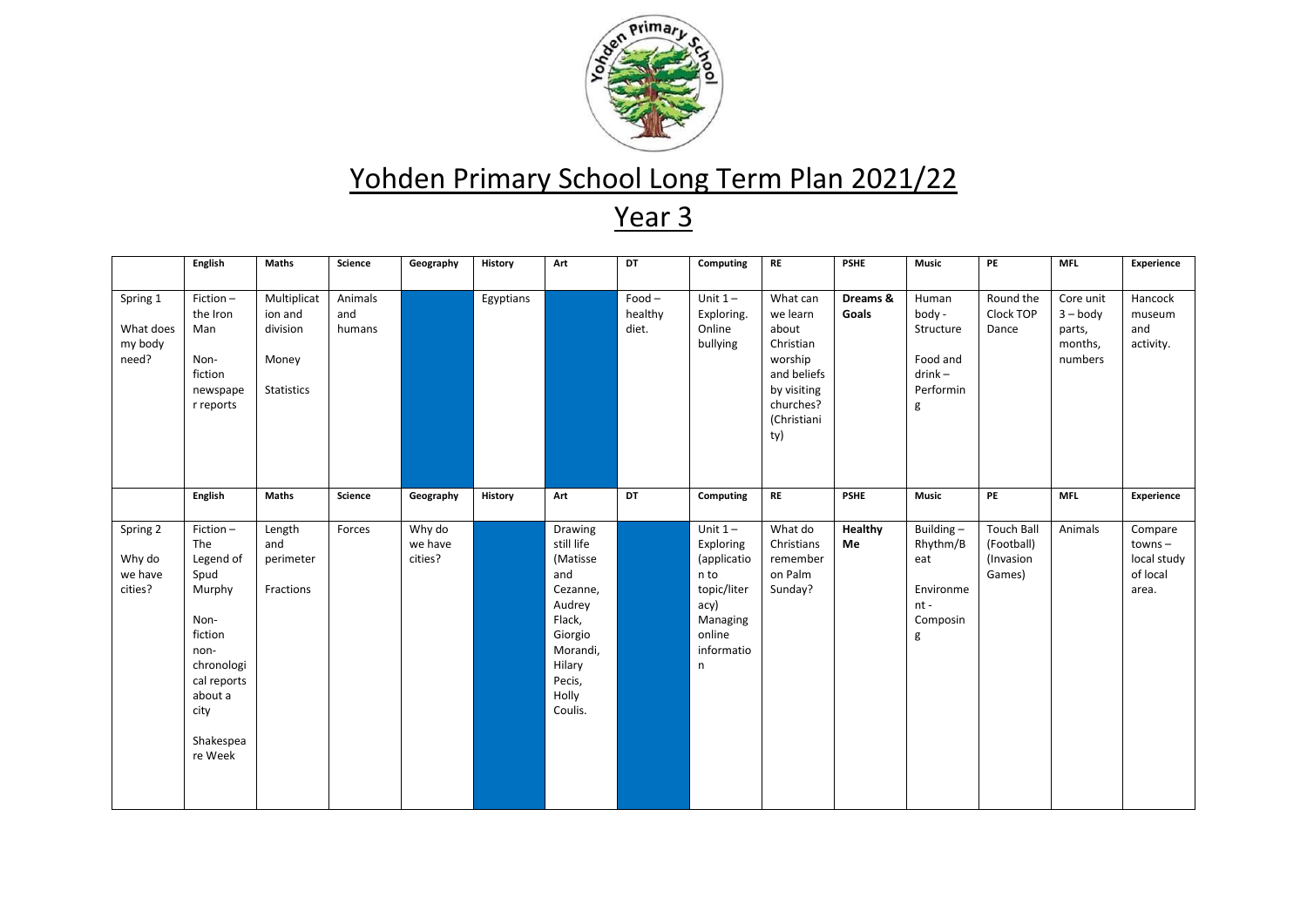# Yohden Primary School Long Term Plan 2021/22

## Year 3

| | English | Maths | Science | Geography | History | Art | DT | Computing | RE | PSHE | Music | PE | MFL | Experience |
|---|---|---|---|---|---|---|---|---|---|---|---|---|---|---|
| Spring 1 What does my body need? | Fiction – the Iron Man Non-fiction newspaper reports | Multiplication and division Money Statistics | Animals and humans | | Egyptians | | Food – healthy diet. | Unit 1 – Exploring. Online bullying | What can we learn about Christian worship and beliefs by visiting churches? (Christianity) | **Dreams & Goals** | Human body - Structure Food and drink – Performing | Round the Clock TOP Dance | Core unit 3 – body parts, months, numbers | Hancock museum and activity. |
| | **English** | **Maths** | **Science** | **Geography** | **History** | **Art** | **DT** | **Computing** | **RE** | **PSHE** | **Music** | **PE** | **MFL** | **Experience** |
| Spring 2 Why do we have cities? | Fiction – The Legend of Spud Murphy Non-fiction non-chronological reports about a city Shakespeare Week | Length and perimeter Fractions | Forces | Why do we have cities? | | Drawing still life (Matisse and Cezanne, Audrey Flack, Giorgio Morandi, Hilary Pecis, Holly Coulis. | | Unit 1 – Exploring (application to topic/literacy) Managing online information | What do Christians remember on Palm Sunday? | **Healthy Me** | Building – Rhythm/Beat Environment - Composing | Touch Ball (Football) (Invasion Games) | Animals | Compare towns – local study of local area. |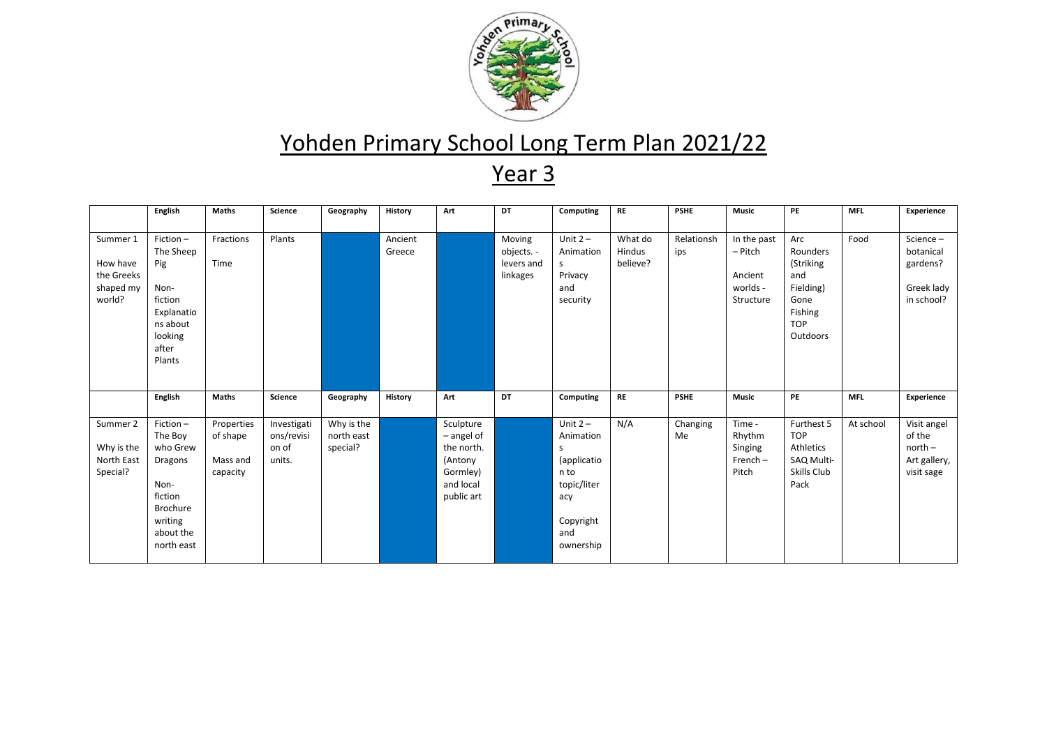# Yohden Primary School Long Term Plan 2021/22

## Year 3

| | English | Maths | Science | Geography | History | Art | DT | Computing | RE | PSHE | Music | PE | MFL | Experience |
|---|---|---|---|---|---|---|---|---|---|---|---|---|---|---|
| Summer 1<br><br>How have the Greeks shaped my world? | Fiction – The Sheep Pig<br><br>Non-fiction Explanations about looking after Plants | Fractions<br><br>Time | Plants | | Ancient Greece | | Moving objects. - levers and linkages | Unit 2 – Animations<br><br>Privacy and security | What do Hindus believe? | Relationships | In the past – Pitch<br><br>Ancient worlds - Structure | Arc Rounders (Striking and Fielding) Gone Fishing TOP Outdoors | Food | Science – botanical gardens?<br><br>Greek lady in school? |
| | **English** | **Maths** | **Science** | **Geography** | **History** | **Art** | **DT** | **Computing** | **RE** | **PSHE** | **Music** | **PE** | **MFL** | **Experience** |
| Summer 2<br><br>Why is the North East Special? | Fiction – The Boy who Grew Dragons<br><br>Non-fiction Brochure writing about the north east | Properties of shape<br><br>Mass and capacity | Investigations/revision of units. | Why is the north east special? | | Sculpture – angel of the north. (Antony Gormley) and local public art | | Unit 2 – Animations (application to topic/literacy<br><br>Copyright and ownership | N/A | Changing Me | Time - Rhythm Singing French – Pitch | Furthest 5 TOP Athletics SAQ Multi-Skills Club Pack | At school | Visit angel of the north – Art gallery, visit sage |